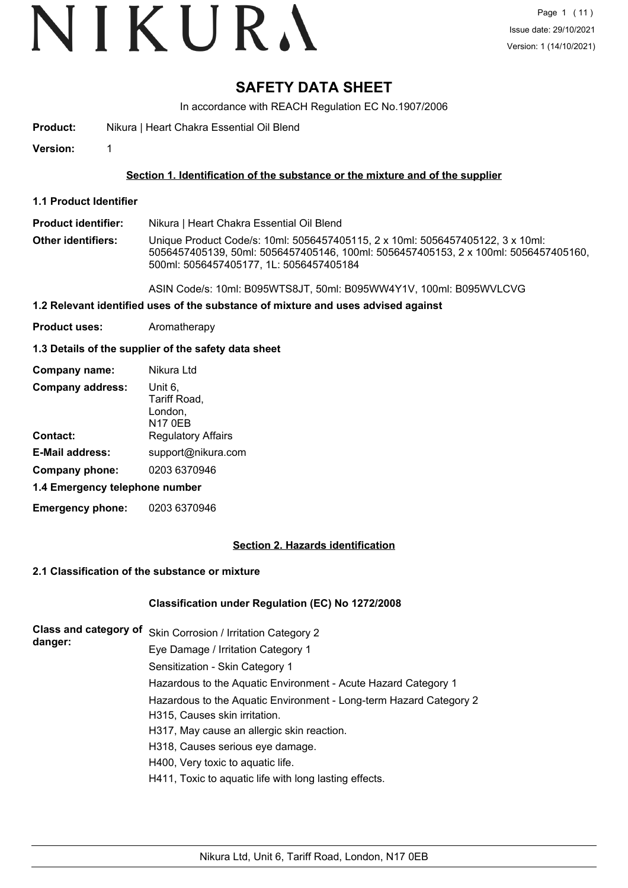# SAFETY DATA SHEET

In accordance with REACH Regulation EC No.1907/2006

**Product:** Nikura | Heart Chakra Essential Oil Blend

**Version:** 1

## Section 1. Identification of the substance or the mixture and of the supplier

### 1.1 Product Identifier

**Product identifier:** Nikura | Heart Chakra Essential Oil Blend

**Other identifiers:** Unique Product Code/s: 10ml: 5056457405115, 2 x 10ml: 5056457405122, 3 x 10ml: 5056457405139, 50ml: 5056457405146, 100ml: 5056457405153, 2 x 100ml: 5056457405160, 500ml: 5056457405177, 1L: 5056457405184

ASIN Code/s: 10ml: B095WTS8JT, 50ml: B095WW4Y1V, 100ml: B095WVLCVG

### 1.2 Relevant identified uses of the substance of mixture and uses advised against

**Product uses:** Aromatherapy

### 1.3 Details of the supplier of the safety data sheet

**Company name:** Nikura Ltd

**Company address:** Unit 6, Tariff Road, London, N17 0EB

**Contact:** Regulatory Affairs

**E-Mail address:** support@nikura.com

**Company phone:** 0203 6370946

### 1.4 Emergency telephone number

**Emergency phone:** 0203 6370946

## Section 2. Hazards identification

### 2.1 Classification of the substance or mixture

**Classification under Regulation (EC) No 1272/2008**

**Class and category of danger:**

Skin Corrosion / Irritation Category 2
Eye Damage / Irritation Category 1
Sensitization - Skin Category 1
Hazardous to the Aquatic Environment - Acute Hazard Category 1
Hazardous to the Aquatic Environment - Long-term Hazard Category 2
H315, Causes skin irritation.
H317, May cause an allergic skin reaction.
H318, Causes serious eye damage.
H400, Very toxic to aquatic life.
H411, Toxic to aquatic life with long lasting effects.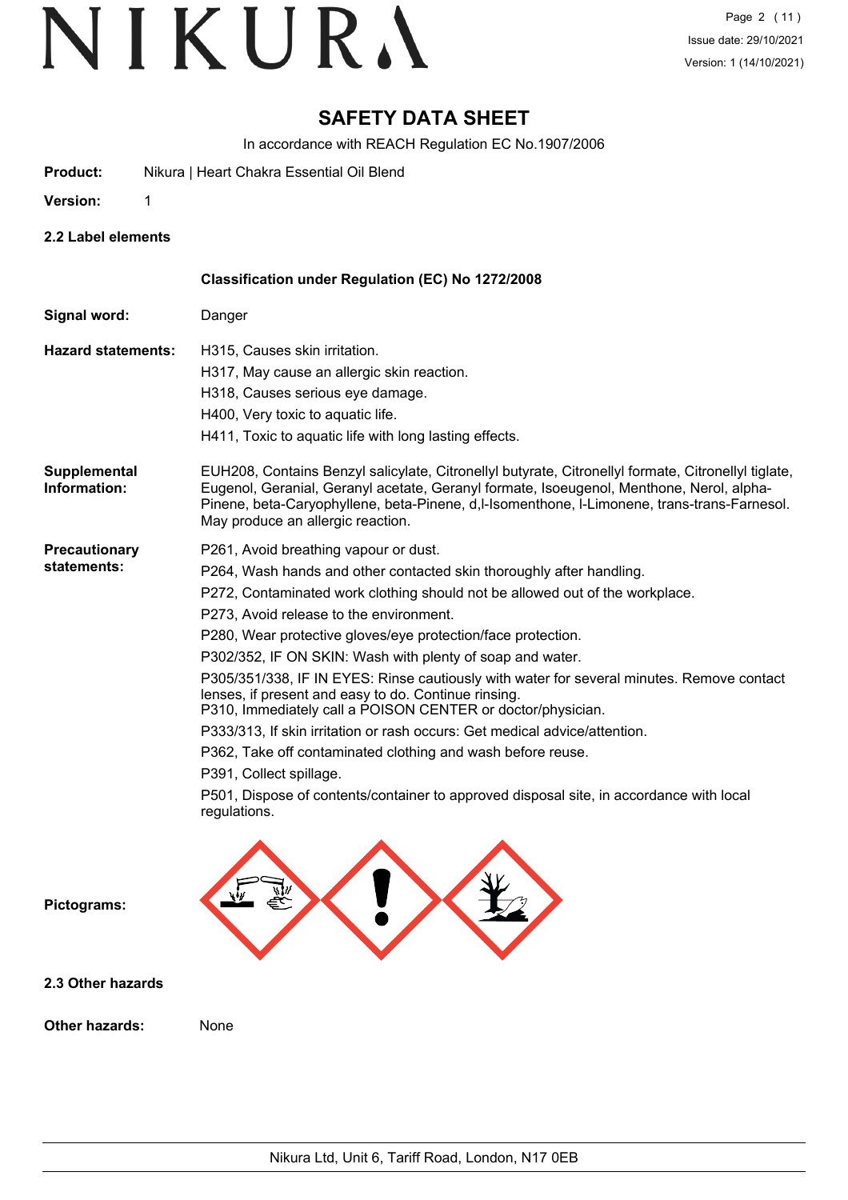# SAFETY DATA SHEET

In accordance with REACH Regulation EC No.1907/2006

**Product:** Nikura | Heart Chakra Essential Oil Blend

**Version:** 1

## 2.2 Label elements

**Classification under Regulation (EC) No 1272/2008**

**Signal word:** Danger

**Hazard statements:**

H315, Causes skin irritation.
H317, May cause an allergic skin reaction.
H318, Causes serious eye damage.
H400, Very toxic to aquatic life.
H411, Toxic to aquatic life with long lasting effects.

**Supplemental Information:**

EUH208, Contains Benzyl salicylate, Citronellyl butyrate, Citronellyl formate, Citronellyl tiglate, Eugenol, Geranial, Geranyl acetate, Geranyl formate, Isoeugenol, Menthone, Nerol, alpha-Pinene, beta-Caryophyllene, beta-Pinene, d,l-Isomenthone, l-Limonene, trans-trans-Farnesol. May produce an allergic reaction.

**Precautionary statements:**

P261, Avoid breathing vapour or dust.
P264, Wash hands and other contacted skin thoroughly after handling.
P272, Contaminated work clothing should not be allowed out of the workplace.
P273, Avoid release to the environment.
P280, Wear protective gloves/eye protection/face protection.
P302/352, IF ON SKIN: Wash with plenty of soap and water.
P305/351/338, IF IN EYES: Rinse cautiously with water for several minutes. Remove contact lenses, if present and easy to do. Continue rinsing.
P310, Immediately call a POISON CENTER or doctor/physician.
P333/313, If skin irritation or rash occurs: Get medical advice/attention.
P362, Take off contaminated clothing and wash before reuse.
P391, Collect spillage.
P501, Dispose of contents/container to approved disposal site, in accordance with local regulations.

**Pictograms:**

## 2.3 Other hazards

**Other hazards:** None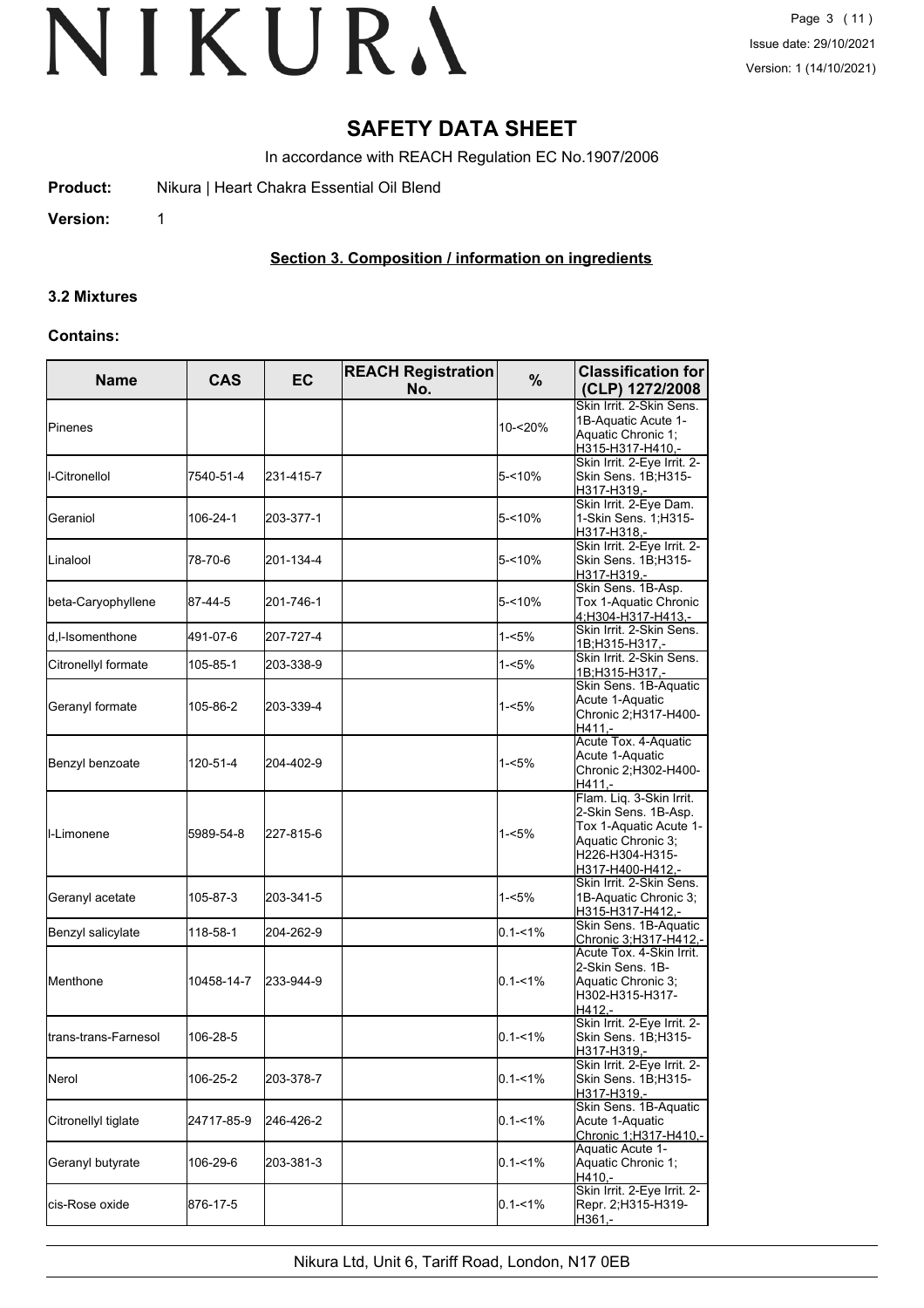# SAFETY DATA SHEET

In accordance with REACH Regulation EC No.1907/2006

**Product:** Nikura | Heart Chakra Essential Oil Blend

**Version:** 1

## Section 3. Composition / information on ingredients

### 3.2 Mixtures

**Contains:**

| Name | CAS | EC | REACH Registration No. | % | Classification for (CLP) 1272/2008 |
|---|---|---|---|---|---|
| Pinenes | | | | 10-<20% | Skin Irrit. 2-Skin Sens. 1B-Aquatic Acute 1-Aquatic Chronic 1; H315-H317-H410,- |
| l-Citronellol | 7540-51-4 | 231-415-7 | | 5-<10% | Skin Irrit. 2-Eye Irrit. 2-Skin Sens. 1B;H315-H317-H319,- |
| Geraniol | 106-24-1 | 203-377-1 | | 5-<10% | Skin Irrit. 2-Eye Dam. 1-Skin Sens. 1;H315-H317-H318,- |
| Linalool | 78-70-6 | 201-134-4 | | 5-<10% | Skin Irrit. 2-Eye Irrit. 2-Skin Sens. 1B;H315-H317-H319,- |
| beta-Caryophyllene | 87-44-5 | 201-746-1 | | 5-<10% | Skin Sens. 1B-Asp. Tox 1-Aquatic Chronic 4;H304-H317-H413,- |
| d,l-Isomenthone | 491-07-6 | 207-727-4 | | 1-<5% | Skin Irrit. 2-Skin Sens. 1B;H315-H317,- |
| Citronellyl formate | 105-85-1 | 203-338-9 | | 1-<5% | Skin Irrit. 2-Skin Sens. 1B;H315-H317,- |
| Geranyl formate | 105-86-2 | 203-339-4 | | 1-<5% | Skin Sens. 1B-Aquatic Acute 1-Aquatic Chronic 2;H317-H400-H411,- |
| Benzyl benzoate | 120-51-4 | 204-402-9 | | 1-<5% | Acute Tox. 4-Aquatic Acute 1-Aquatic Chronic 2;H302-H400-H411,- |
| l-Limonene | 5989-54-8 | 227-815-6 | | 1-<5% | Flam. Liq. 3-Skin Irrit. 2-Skin Sens. 1B-Asp. Tox 1-Aquatic Acute 1-Aquatic Chronic 3; H226-H304-H315-H317-H400-H412,- |
| Geranyl acetate | 105-87-3 | 203-341-5 | | 1-<5% | Skin Irrit. 2-Skin Sens. 1B-Aquatic Chronic 3; H315-H317-H412,- |
| Benzyl salicylate | 118-58-1 | 204-262-9 | | 0.1-<1% | Skin Sens. 1B-Aquatic Chronic 3;H317-H412,- |
| Menthone | 10458-14-7 | 233-944-9 | | 0.1-<1% | Acute Tox. 4-Skin Irrit. 2-Skin Sens. 1B-Aquatic Chronic 3; H302-H315-H317-H412,- |
| trans-trans-Farnesol | 106-28-5 | | | 0.1-<1% | Skin Irrit. 2-Eye Irrit. 2-Skin Sens. 1B;H315-H317-H319,- |
| Nerol | 106-25-2 | 203-378-7 | | 0.1-<1% | Skin Irrit. 2-Eye Irrit. 2-Skin Sens. 1B;H315-H317-H319,- |
| Citronellyl tiglate | 24717-85-9 | 246-426-2 | | 0.1-<1% | Skin Sens. 1B-Aquatic Acute 1-Aquatic Chronic 1;H317-H410,- |
| Geranyl butyrate | 106-29-6 | 203-381-3 | | 0.1-<1% | Aquatic Acute 1-Aquatic Chronic 1; H410,- |
| cis-Rose oxide | 876-17-5 | | | 0.1-<1% | Skin Irrit. 2-Eye Irrit. 2-Repr. 2;H315-H319-H361,- |

Nikura Ltd, Unit 6, Tariff Road, London, N17 0EB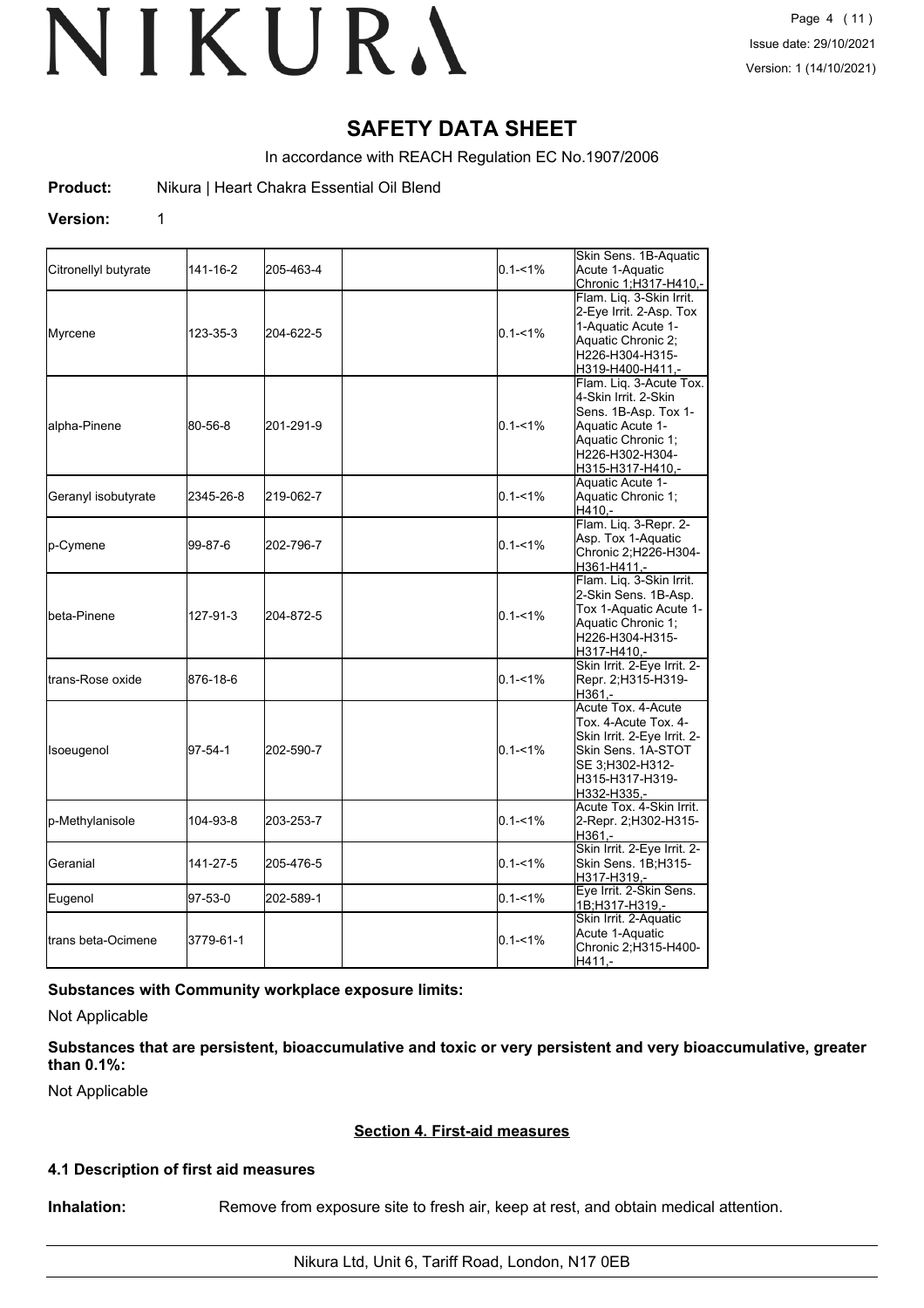# SAFETY DATA SHEET

In accordance with REACH Regulation EC No.1907/2006

**Product:** Nikura | Heart Chakra Essential Oil Blend

**Version:** 1

| | | | | | |
|---|---|---|---|---|---|
| Citronellyl butyrate | 141-16-2 | 205-463-4 | | 0.1-<1% | Skin Sens. 1B-Aquatic Acute 1-Aquatic Chronic 1;H317-H410,- |
| Myrcene | 123-35-3 | 204-622-5 | | 0.1-<1% | Flam. Liq. 3-Skin Irrit. 2-Eye Irrit. 2-Asp. Tox 1-Aquatic Acute 1-Aquatic Chronic 2; H226-H304-H315-H319-H400-H411,- |
| alpha-Pinene | 80-56-8 | 201-291-9 | | 0.1-<1% | Flam. Liq. 3-Acute Tox. 4-Skin Irrit. 2-Skin Sens. 1B-Asp. Tox 1-Aquatic Acute 1-Aquatic Chronic 1; H226-H302-H304-H315-H317-H410,- |
| Geranyl isobutyrate | 2345-26-8 | 219-062-7 | | 0.1-<1% | Aquatic Acute 1-Aquatic Chronic 1; H410,- |
| p-Cymene | 99-87-6 | 202-796-7 | | 0.1-<1% | Flam. Liq. 3-Repr. 2-Asp. Tox 1-Aquatic Chronic 2;H226-H304-H361-H411,- |
| beta-Pinene | 127-91-3 | 204-872-5 | | 0.1-<1% | Flam. Liq. 3-Skin Irrit. 2-Skin Sens. 1B-Asp. Tox 1-Aquatic Acute 1-Aquatic Chronic 1; H226-H304-H315-H317-H410,- |
| trans-Rose oxide | 876-18-6 | | | 0.1-<1% | Skin Irrit. 2-Eye Irrit. 2-Repr. 2;H315-H319-H361,- |
| Isoeugenol | 97-54-1 | 202-590-7 | | 0.1-<1% | Acute Tox. 4-Acute Tox. 4-Acute Tox. 4-Skin Irrit. 2-Eye Irrit. 2-Skin Sens. 1A-STOT SE 3;H302-H312-H315-H317-H319-H332-H335,- |
| p-Methylanisole | 104-93-8 | 203-253-7 | | 0.1-<1% | Acute Tox. 4-Skin Irrit. 2-Repr. 2;H302-H315-H361,- |
| Geranial | 141-27-5 | 205-476-5 | | 0.1-<1% | Skin Irrit. 2-Eye Irrit. 2-Skin Sens. 1B;H315-H317-H319,- |
| Eugenol | 97-53-0 | 202-589-1 | | 0.1-<1% | Eye Irrit. 2-Skin Sens. 1B;H317-H319,- |
| trans beta-Ocimene | 3779-61-1 | | | 0.1-<1% | Skin Irrit. 2-Aquatic Acute 1-Aquatic Chronic 2;H315-H400-H411,- |

**Substances with Community workplace exposure limits:**

Not Applicable

**Substances that are persistent, bioaccumulative and toxic or very persistent and very bioaccumulative, greater than 0.1%:**

Not Applicable

## Section 4. First-aid measures

### 4.1 Description of first aid measures

**Inhalation:** Remove from exposure site to fresh air, keep at rest, and obtain medical attention.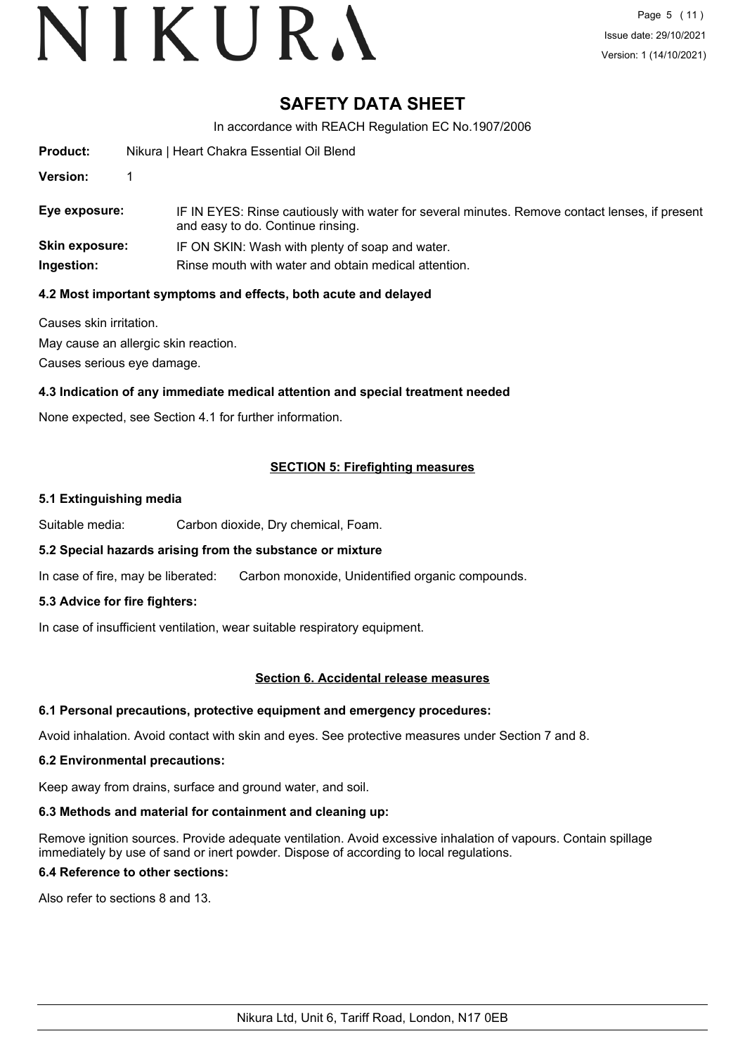# SAFETY DATA SHEET

In accordance with REACH Regulation EC No.1907/2006

**Product:** Nikura | Heart Chakra Essential Oil Blend

**Version:** 1

**Eye exposure:** IF IN EYES: Rinse cautiously with water for several minutes. Remove contact lenses, if present and easy to do. Continue rinsing.

**Skin exposure:** IF ON SKIN: Wash with plenty of soap and water.

**Ingestion:** Rinse mouth with water and obtain medical attention.

### 4.2 Most important symptoms and effects, both acute and delayed

Causes skin irritation.

May cause an allergic skin reaction.

Causes serious eye damage.

### 4.3 Indication of any immediate medical attention and special treatment needed

None expected, see Section 4.1 for further information.

## SECTION 5: Firefighting measures

### 5.1 Extinguishing media

Suitable media: Carbon dioxide, Dry chemical, Foam.

### 5.2 Special hazards arising from the substance or mixture

In case of fire, may be liberated: Carbon monoxide, Unidentified organic compounds.

### 5.3 Advice for fire fighters:

In case of insufficient ventilation, wear suitable respiratory equipment.

## Section 6. Accidental release measures

### 6.1 Personal precautions, protective equipment and emergency procedures:

Avoid inhalation. Avoid contact with skin and eyes. See protective measures under Section 7 and 8.

### 6.2 Environmental precautions:

Keep away from drains, surface and ground water, and soil.

### 6.3 Methods and material for containment and cleaning up:

Remove ignition sources. Provide adequate ventilation. Avoid excessive inhalation of vapours. Contain spillage immediately by use of sand or inert powder. Dispose of according to local regulations.

### 6.4 Reference to other sections:

Also refer to sections 8 and 13.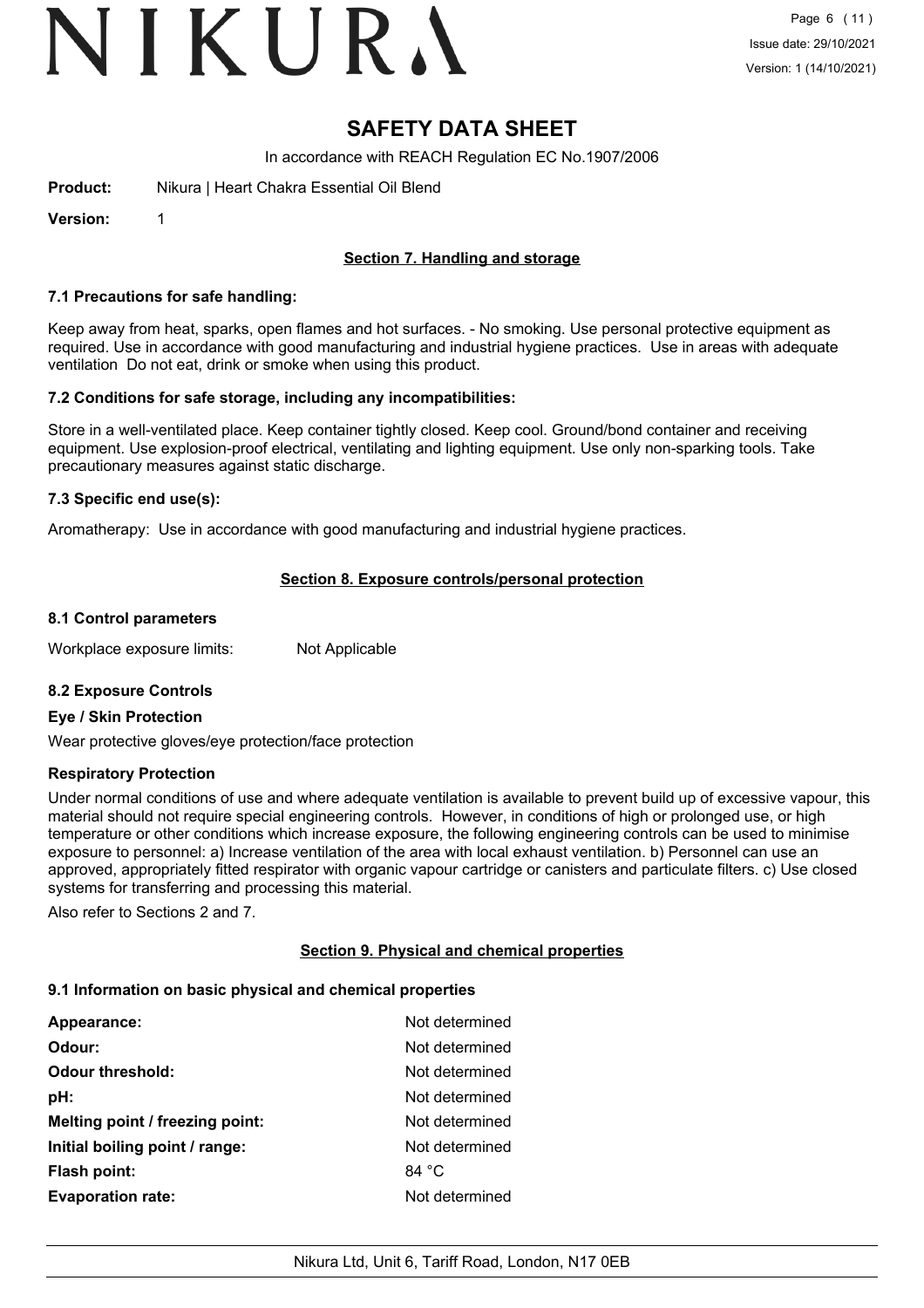# SAFETY DATA SHEET

In accordance with REACH Regulation EC No.1907/2006

**Product:** Nikura | Heart Chakra Essential Oil Blend

**Version:** 1

## Section 7. Handling and storage

### 7.1 Precautions for safe handling:

Keep away from heat, sparks, open flames and hot surfaces. - No smoking. Use personal protective equipment as required. Use in accordance with good manufacturing and industrial hygiene practices. Use in areas with adequate ventilation Do not eat, drink or smoke when using this product.

### 7.2 Conditions for safe storage, including any incompatibilities:

Store in a well-ventilated place. Keep container tightly closed. Keep cool. Ground/bond container and receiving equipment. Use explosion-proof electrical, ventilating and lighting equipment. Use only non-sparking tools. Take precautionary measures against static discharge.

### 7.3 Specific end use(s):

Aromatherapy: Use in accordance with good manufacturing and industrial hygiene practices.

## Section 8. Exposure controls/personal protection

### 8.1 Control parameters

Workplace exposure limits: Not Applicable

### 8.2 Exposure Controls

#### Eye / Skin Protection

Wear protective gloves/eye protection/face protection

#### Respiratory Protection

Under normal conditions of use and where adequate ventilation is available to prevent build up of excessive vapour, this material should not require special engineering controls. However, in conditions of high or prolonged use, or high temperature or other conditions which increase exposure, the following engineering controls can be used to minimise exposure to personnel: a) Increase ventilation of the area with local exhaust ventilation. b) Personnel can use an approved, appropriately fitted respirator with organic vapour cartridge or canisters and particulate filters. c) Use closed systems for transferring and processing this material.

Also refer to Sections 2 and 7.

## Section 9. Physical and chemical properties

### 9.1 Information on basic physical and chemical properties

| | |
|---|---|
| **Appearance:** | Not determined |
| **Odour:** | Not determined |
| **Odour threshold:** | Not determined |
| **pH:** | Not determined |
| **Melting point / freezing point:** | Not determined |
| **Initial boiling point / range:** | Not determined |
| **Flash point:** | 84 °C |
| **Evaporation rate:** | Not determined |

Nikura Ltd, Unit 6, Tariff Road, London, N17 0EB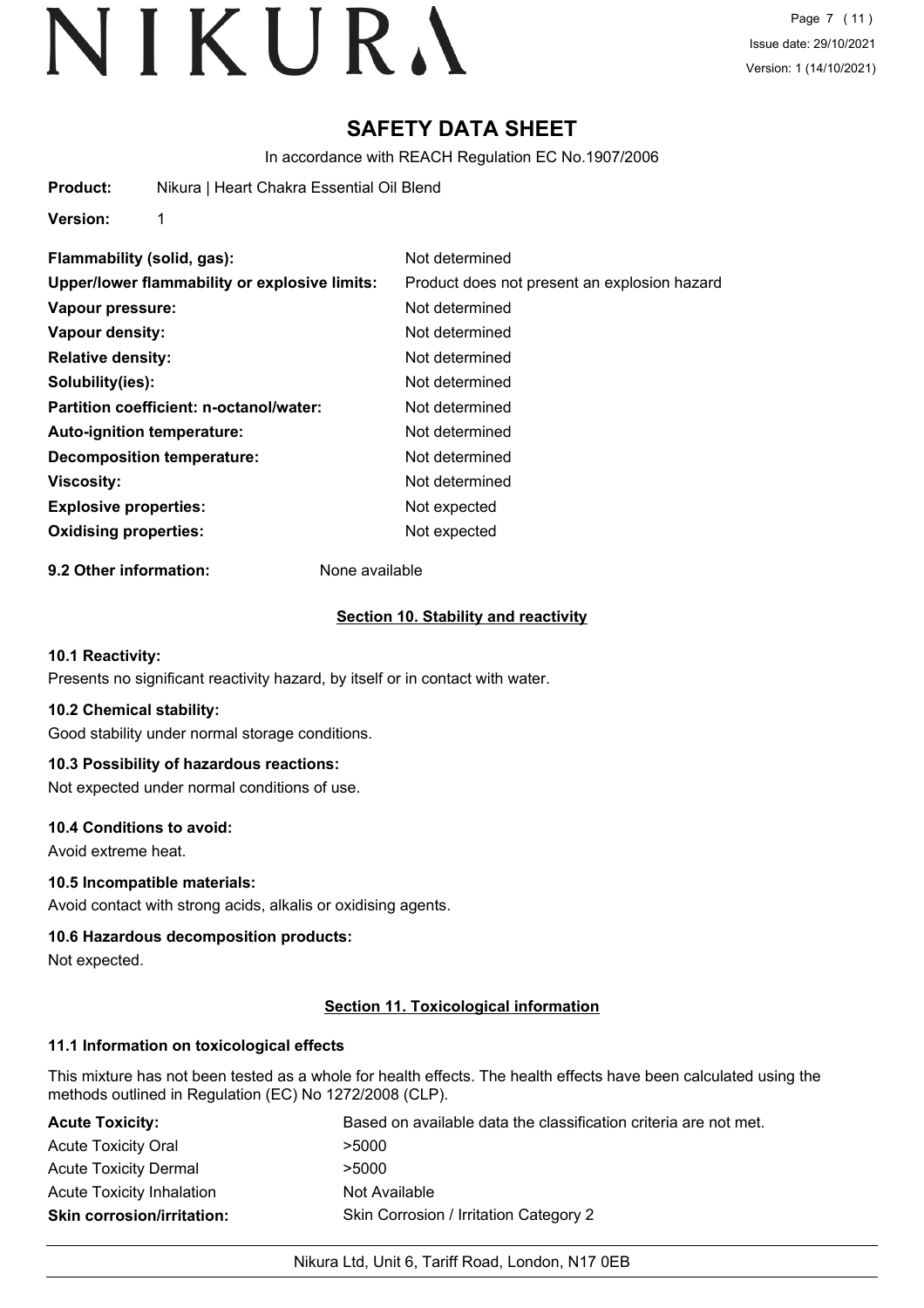# SAFETY DATA SHEET

In accordance with REACH Regulation EC No.1907/2006

**Product:** Nikura | Heart Chakra Essential Oil Blend

**Version:** 1

| | |
|---|---|
| **Flammability (solid, gas):** | Not determined |
| **Upper/lower flammability or explosive limits:** | Product does not present an explosion hazard |
| **Vapour pressure:** | Not determined |
| **Vapour density:** | Not determined |
| **Relative density:** | Not determined |
| **Solubility(ies):** | Not determined |
| **Partition coefficient: n-octanol/water:** | Not determined |
| **Auto-ignition temperature:** | Not determined |
| **Decomposition temperature:** | Not determined |
| **Viscosity:** | Not determined |
| **Explosive properties:** | Not expected |
| **Oxidising properties:** | Not expected |

**9.2 Other information:** None available

## Section 10. Stability and reactivity

### 10.1 Reactivity:

Presents no significant reactivity hazard, by itself or in contact with water.

### 10.2 Chemical stability:

Good stability under normal storage conditions.

### 10.3 Possibility of hazardous reactions:

Not expected under normal conditions of use.

### 10.4 Conditions to avoid:

Avoid extreme heat.

### 10.5 Incompatible materials:

Avoid contact with strong acids, alkalis or oxidising agents.

### 10.6 Hazardous decomposition products:

Not expected.

## Section 11. Toxicological information

### 11.1 Information on toxicological effects

This mixture has not been tested as a whole for health effects. The health effects have been calculated using the methods outlined in Regulation (EC) No 1272/2008 (CLP).

| | |
|---|---|
| **Acute Toxicity:** | Based on available data the classification criteria are not met. |
| Acute Toxicity Oral | >5000 |
| Acute Toxicity Dermal | >5000 |
| Acute Toxicity Inhalation | Not Available |
| **Skin corrosion/irritation:** | Skin Corrosion / Irritation Category 2 |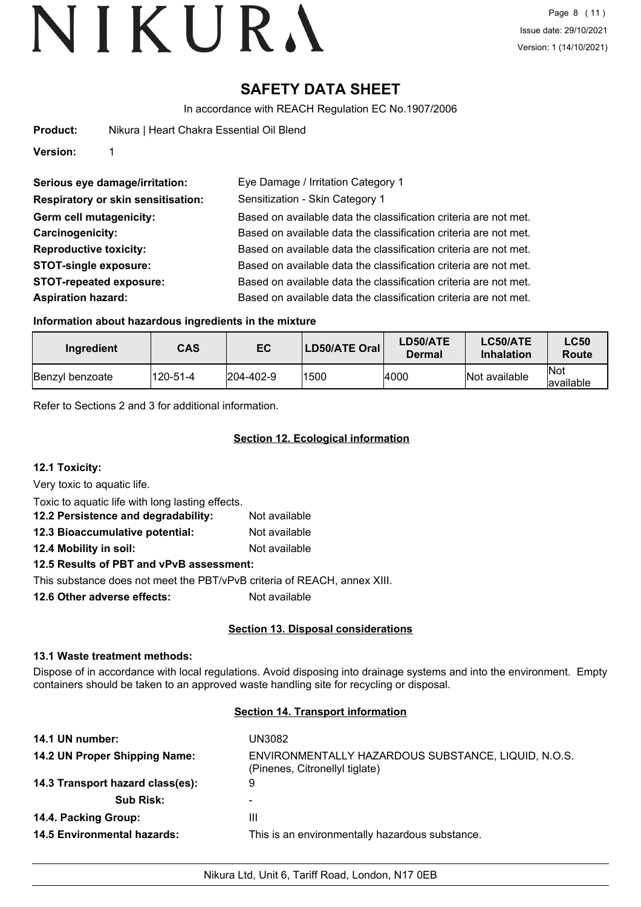# SAFETY DATA SHEET

In accordance with REACH Regulation EC No.1907/2006

**Product:** Nikura | Heart Chakra Essential Oil Blend

**Version:** 1

**Serious eye damage/irritation:** Eye Damage / Irritation Category 1

**Respiratory or skin sensitisation:** Sensitization - Skin Category 1

**Germ cell mutagenicity:** Based on available data the classification criteria are not met.

**Carcinogenicity:** Based on available data the classification criteria are not met.

**Reproductive toxicity:** Based on available data the classification criteria are not met.

**STOT-single exposure:** Based on available data the classification criteria are not met.

**STOT-repeated exposure:** Based on available data the classification criteria are not met.

**Aspiration hazard:** Based on available data the classification criteria are not met.

**Information about hazardous ingredients in the mixture**

| Ingredient | CAS | EC | LD50/ATE Oral | LD50/ATE Dermal | LC50/ATE Inhalation | LC50 Route |
|---|---|---|---|---|---|---|
| Benzyl benzoate | 120-51-4 | 204-402-9 | 1500 | 4000 | Not available | Not available |

Refer to Sections 2 and 3 for additional information.

## Section 12. Ecological information

**12.1 Toxicity:**

Very toxic to aquatic life.

Toxic to aquatic life with long lasting effects.

**12.2 Persistence and degradability:** Not available

**12.3 Bioaccumulative potential:** Not available

**12.4 Mobility in soil:** Not available

**12.5 Results of PBT and vPvB assessment:**

This substance does not meet the PBT/vPvB criteria of REACH, annex XIII.

**12.6 Other adverse effects:** Not available

## Section 13. Disposal considerations

**13.1 Waste treatment methods:**

Dispose of in accordance with local regulations. Avoid disposing into drainage systems and into the environment. Empty containers should be taken to an approved waste handling site for recycling or disposal.

## Section 14. Transport information

**14.1 UN number:** UN3082

**14.2 UN Proper Shipping Name:** ENVIRONMENTALLY HAZARDOUS SUBSTANCE, LIQUID, N.O.S. (Pinenes, Citronellyl tiglate)

**14.3 Transport hazard class(es):** 9

**Sub Risk:** -

**14.4. Packing Group:** III

**14.5 Environmental hazards:** This is an environmentally hazardous substance.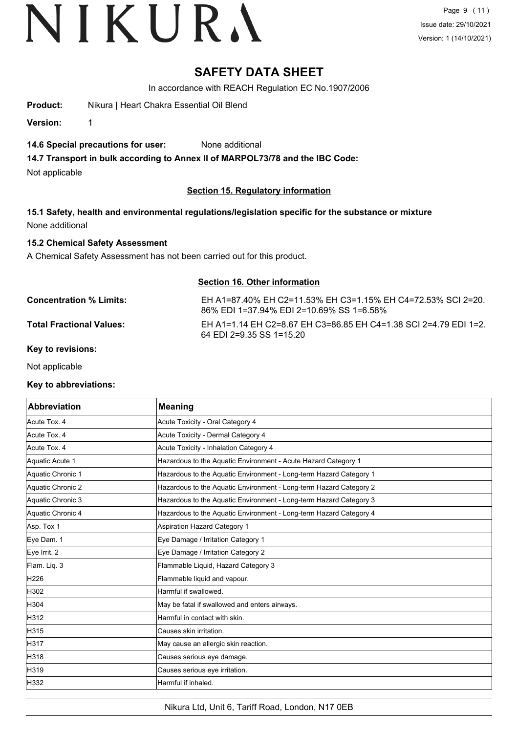# SAFETY DATA SHEET

In accordance with REACH Regulation EC No.1907/2006

**Product:** Nikura | Heart Chakra Essential Oil Blend

**Version:** 1

**14.6 Special precautions for user:** None additional

**14.7 Transport in bulk according to Annex II of MARPOL73/78 and the IBC Code:**

Not applicable

## Section 15. Regulatory information

**15.1 Safety, health and environmental regulations/legislation specific for the substance or mixture**

None additional

**15.2 Chemical Safety Assessment**

A Chemical Safety Assessment has not been carried out for this product.

## Section 16. Other information

**Concentration % Limits:** EH A1=87.40% EH C2=11.53% EH C3=1.15% EH C4=72.53% SCI 2=20.86% EDI 1=37.94% EDI 2=10.69% SS 1=6.58%

**Total Fractional Values:** EH A1=1.14 EH C2=8.67 EH C3=86.85 EH C4=1.38 SCI 2=4.79 EDI 1=2.64 EDI 2=9.35 SS 1=15.20

**Key to revisions:**

Not applicable

**Key to abbreviations:**

| Abbreviation | Meaning |
|---|---|
| Acute Tox. 4 | Acute Toxicity - Oral Category 4 |
| Acute Tox. 4 | Acute Toxicity - Dermal Category 4 |
| Acute Tox. 4 | Acute Toxicity - Inhalation Category 4 |
| Aquatic Acute 1 | Hazardous to the Aquatic Environment - Acute Hazard Category 1 |
| Aquatic Chronic 1 | Hazardous to the Aquatic Environment - Long-term Hazard Category 1 |
| Aquatic Chronic 2 | Hazardous to the Aquatic Environment - Long-term Hazard Category 2 |
| Aquatic Chronic 3 | Hazardous to the Aquatic Environment - Long-term Hazard Category 3 |
| Aquatic Chronic 4 | Hazardous to the Aquatic Environment - Long-term Hazard Category 4 |
| Asp. Tox 1 | Aspiration Hazard Category 1 |
| Eye Dam. 1 | Eye Damage / Irritation Category 1 |
| Eye Irrit. 2 | Eye Damage / Irritation Category 2 |
| Flam. Liq. 3 | Flammable Liquid, Hazard Category 3 |
| H226 | Flammable liquid and vapour. |
| H302 | Harmful if swallowed. |
| H304 | May be fatal if swallowed and enters airways. |
| H312 | Harmful in contact with skin. |
| H315 | Causes skin irritation. |
| H317 | May cause an allergic skin reaction. |
| H318 | Causes serious eye damage. |
| H319 | Causes serious eye irritation. |
| H332 | Harmful if inhaled. |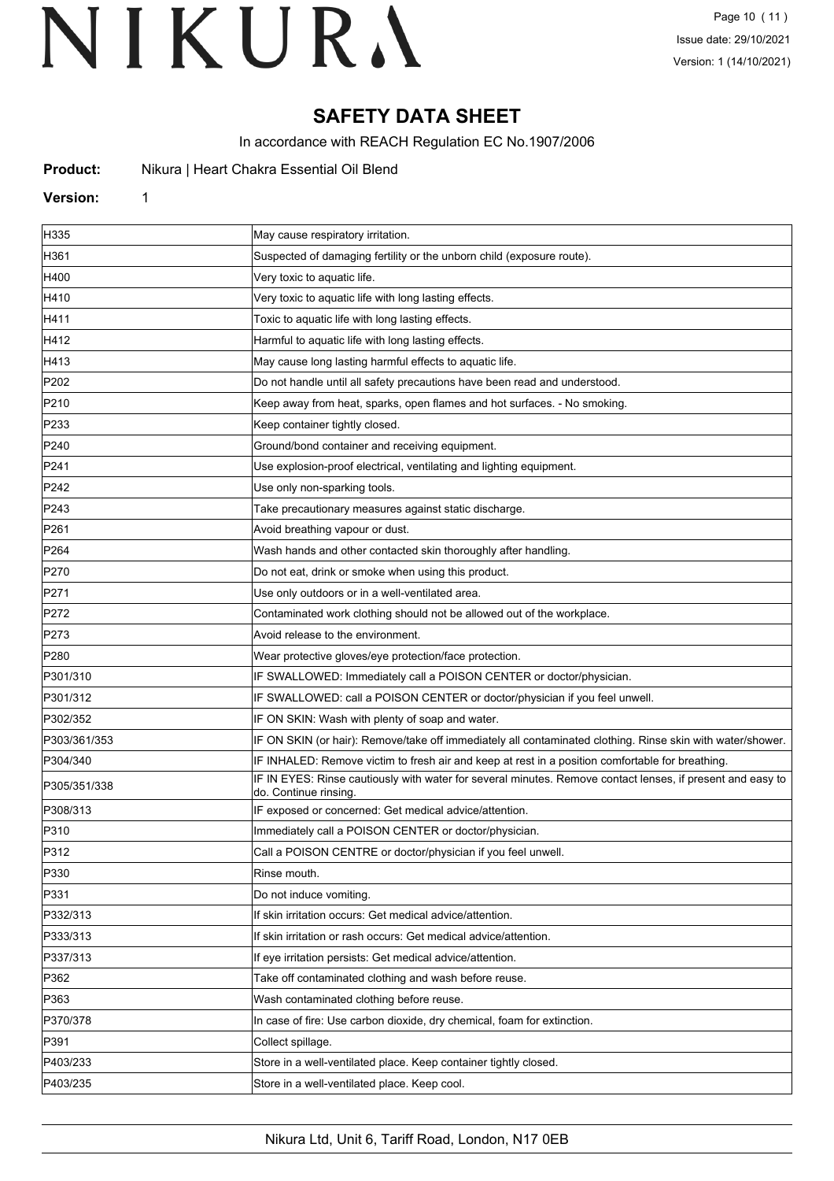# SAFETY DATA SHEET

In accordance with REACH Regulation EC No.1907/2006

**Product:** Nikura | Heart Chakra Essential Oil Blend

**Version:** 1

| | |
|---|---|
| H335 | May cause respiratory irritation. |
| H361 | Suspected of damaging fertility or the unborn child (exposure route). |
| H400 | Very toxic to aquatic life. |
| H410 | Very toxic to aquatic life with long lasting effects. |
| H411 | Toxic to aquatic life with long lasting effects. |
| H412 | Harmful to aquatic life with long lasting effects. |
| H413 | May cause long lasting harmful effects to aquatic life. |
| P202 | Do not handle until all safety precautions have been read and understood. |
| P210 | Keep away from heat, sparks, open flames and hot surfaces. - No smoking. |
| P233 | Keep container tightly closed. |
| P240 | Ground/bond container and receiving equipment. |
| P241 | Use explosion-proof electrical, ventilating and lighting equipment. |
| P242 | Use only non-sparking tools. |
| P243 | Take precautionary measures against static discharge. |
| P261 | Avoid breathing vapour or dust. |
| P264 | Wash hands and other contacted skin thoroughly after handling. |
| P270 | Do not eat, drink or smoke when using this product. |
| P271 | Use only outdoors or in a well-ventilated area. |
| P272 | Contaminated work clothing should not be allowed out of the workplace. |
| P273 | Avoid release to the environment. |
| P280 | Wear protective gloves/eye protection/face protection. |
| P301/310 | IF SWALLOWED: Immediately call a POISON CENTER or doctor/physician. |
| P301/312 | IF SWALLOWED: call a POISON CENTER or doctor/physician if you feel unwell. |
| P302/352 | IF ON SKIN: Wash with plenty of soap and water. |
| P303/361/353 | IF ON SKIN (or hair): Remove/take off immediately all contaminated clothing. Rinse skin with water/shower. |
| P304/340 | IF INHALED: Remove victim to fresh air and keep at rest in a position comfortable for breathing. |
| P305/351/338 | IF IN EYES: Rinse cautiously with water for several minutes. Remove contact lenses, if present and easy to do. Continue rinsing. |
| P308/313 | IF exposed or concerned: Get medical advice/attention. |
| P310 | Immediately call a POISON CENTER or doctor/physician. |
| P312 | Call a POISON CENTRE or doctor/physician if you feel unwell. |
| P330 | Rinse mouth. |
| P331 | Do not induce vomiting. |
| P332/313 | If skin irritation occurs: Get medical advice/attention. |
| P333/313 | If skin irritation or rash occurs: Get medical advice/attention. |
| P337/313 | If eye irritation persists: Get medical advice/attention. |
| P362 | Take off contaminated clothing and wash before reuse. |
| P363 | Wash contaminated clothing before reuse. |
| P370/378 | In case of fire: Use carbon dioxide, dry chemical, foam for extinction. |
| P391 | Collect spillage. |
| P403/233 | Store in a well-ventilated place. Keep container tightly closed. |
| P403/235 | Store in a well-ventilated place. Keep cool. |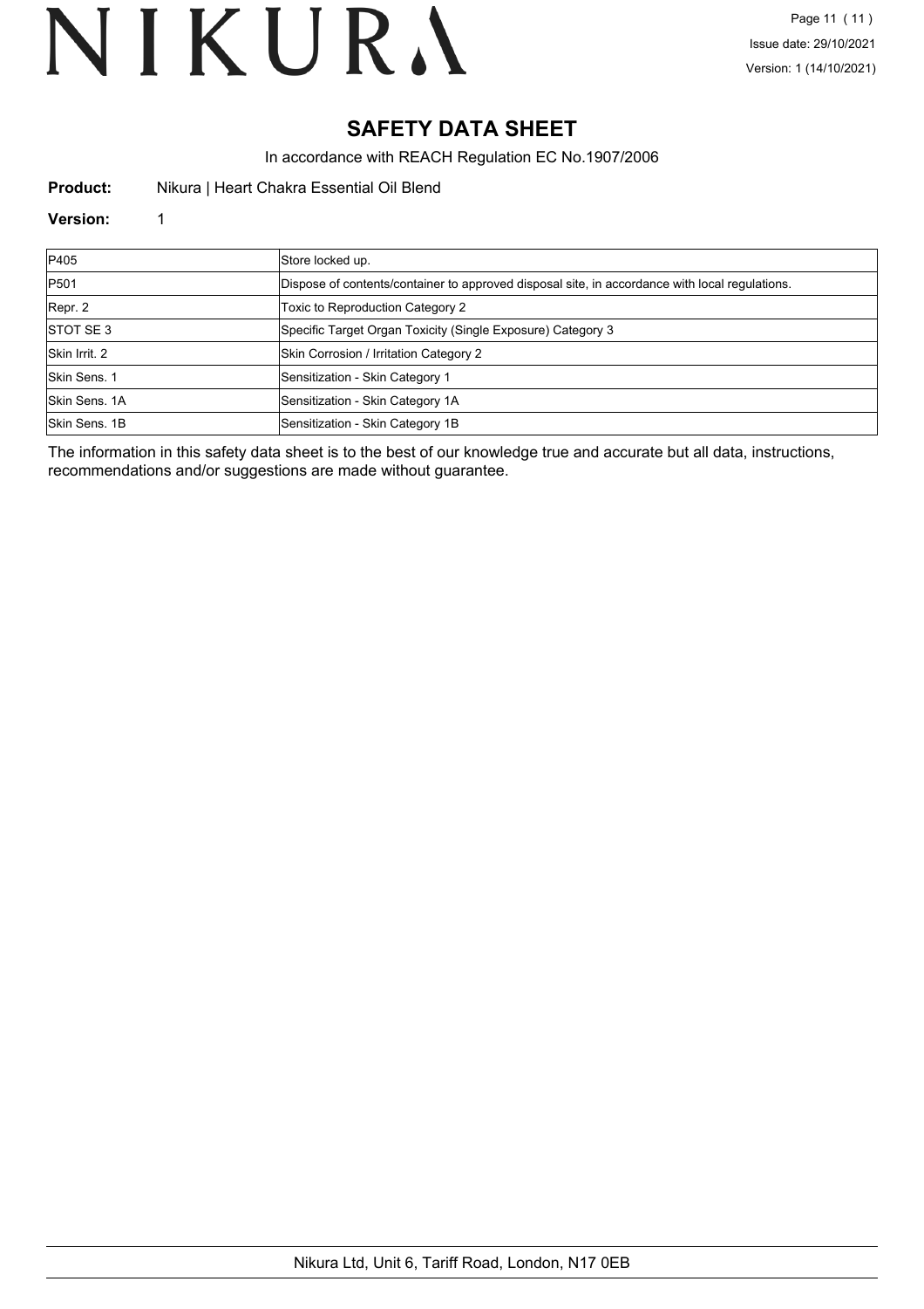# SAFETY DATA SHEET

In accordance with REACH Regulation EC No.1907/2006

**Product:** Nikura | Heart Chakra Essential Oil Blend

**Version:** 1

| | |
|---|---|
| P405 | Store locked up. |
| P501 | Dispose of contents/container to approved disposal site, in accordance with local regulations. |
| Repr. 2 | Toxic to Reproduction Category 2 |
| STOT SE 3 | Specific Target Organ Toxicity (Single Exposure) Category 3 |
| Skin Irrit. 2 | Skin Corrosion / Irritation Category 2 |
| Skin Sens. 1 | Sensitization - Skin Category 1 |
| Skin Sens. 1A | Sensitization - Skin Category 1A |
| Skin Sens. 1B | Sensitization - Skin Category 1B |

The information in this safety data sheet is to the best of our knowledge true and accurate but all data, instructions, recommendations and/or suggestions are made without guarantee.